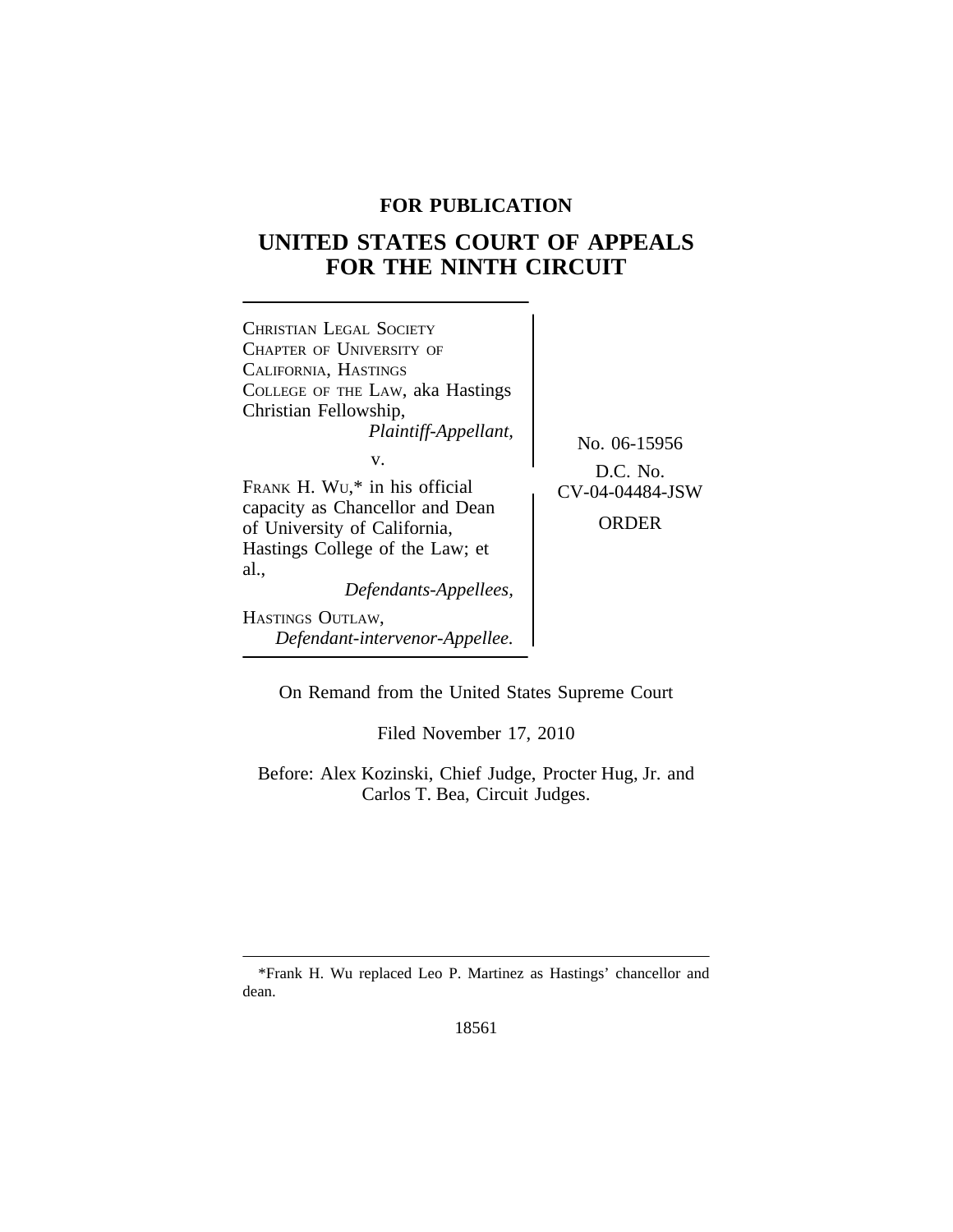**FOR PUBLICATION**

# UNITED STATES COURT OF APPEALS FOR THE NINTH CIRCUIT

CHRISTIAN LEGAL SOCIETY CHAPTER OF UNIVERSITY OF CALIFORNIA, HASTINGS COLLEGE OF THE LAW, aka Hastings Christian Fellowship,
*Plaintiff-Appellant,*

v.

FRANK H. WU,* in his official capacity as Chancellor and Dean of University of California, Hastings College of the Law; et al.,
*Defendants-Appellees,*

HASTINGS OUTLAW,
*Defendant-intervenor-Appellee.*

No. 06-15956

D.C. No. CV-04-04484-JSW

ORDER

On Remand from the United States Supreme Court

Filed November 17, 2010

Before: Alex Kozinski, Chief Judge, Procter Hug, Jr. and Carlos T. Bea, Circuit Judges.

---

*Frank H. Wu replaced Leo P. Martinez as Hastings' chancellor and dean.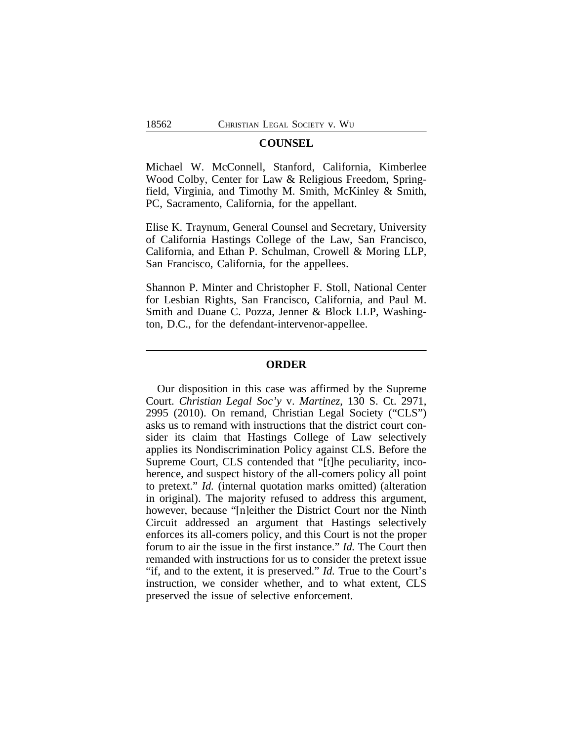## COUNSEL

Michael W. McConnell, Stanford, California, Kimberlee Wood Colby, Center for Law & Religious Freedom, Springfield, Virginia, and Timothy M. Smith, McKinley & Smith, PC, Sacramento, California, for the appellant.

Elise K. Traynum, General Counsel and Secretary, University of California Hastings College of the Law, San Francisco, California, and Ethan P. Schulman, Crowell & Moring LLP, San Francisco, California, for the appellees.

Shannon P. Minter and Christopher F. Stoll, National Center for Lesbian Rights, San Francisco, California, and Paul M. Smith and Duane C. Pozza, Jenner & Block LLP, Washington, D.C., for the defendant-intervenor-appellee.

---

## ORDER

Our disposition in this case was affirmed by the Supreme Court. *Christian Legal Soc'y* v. *Martinez*, 130 S. Ct. 2971, 2995 (2010). On remand, Christian Legal Society ("CLS") asks us to remand with instructions that the district court consider its claim that Hastings College of Law selectively applies its Nondiscrimination Policy against CLS. Before the Supreme Court, CLS contended that "[t]he peculiarity, incoherence, and suspect history of the all-comers policy all point to pretext." *Id.* (internal quotation marks omitted) (alteration in original). The majority refused to address this argument, however, because "[n]either the District Court nor the Ninth Circuit addressed an argument that Hastings selectively enforces its all-comers policy, and this Court is not the proper forum to air the issue in the first instance." *Id.* The Court then remanded with instructions for us to consider the pretext issue "if, and to the extent, it is preserved." *Id.* True to the Court's instruction, we consider whether, and to what extent, CLS preserved the issue of selective enforcement.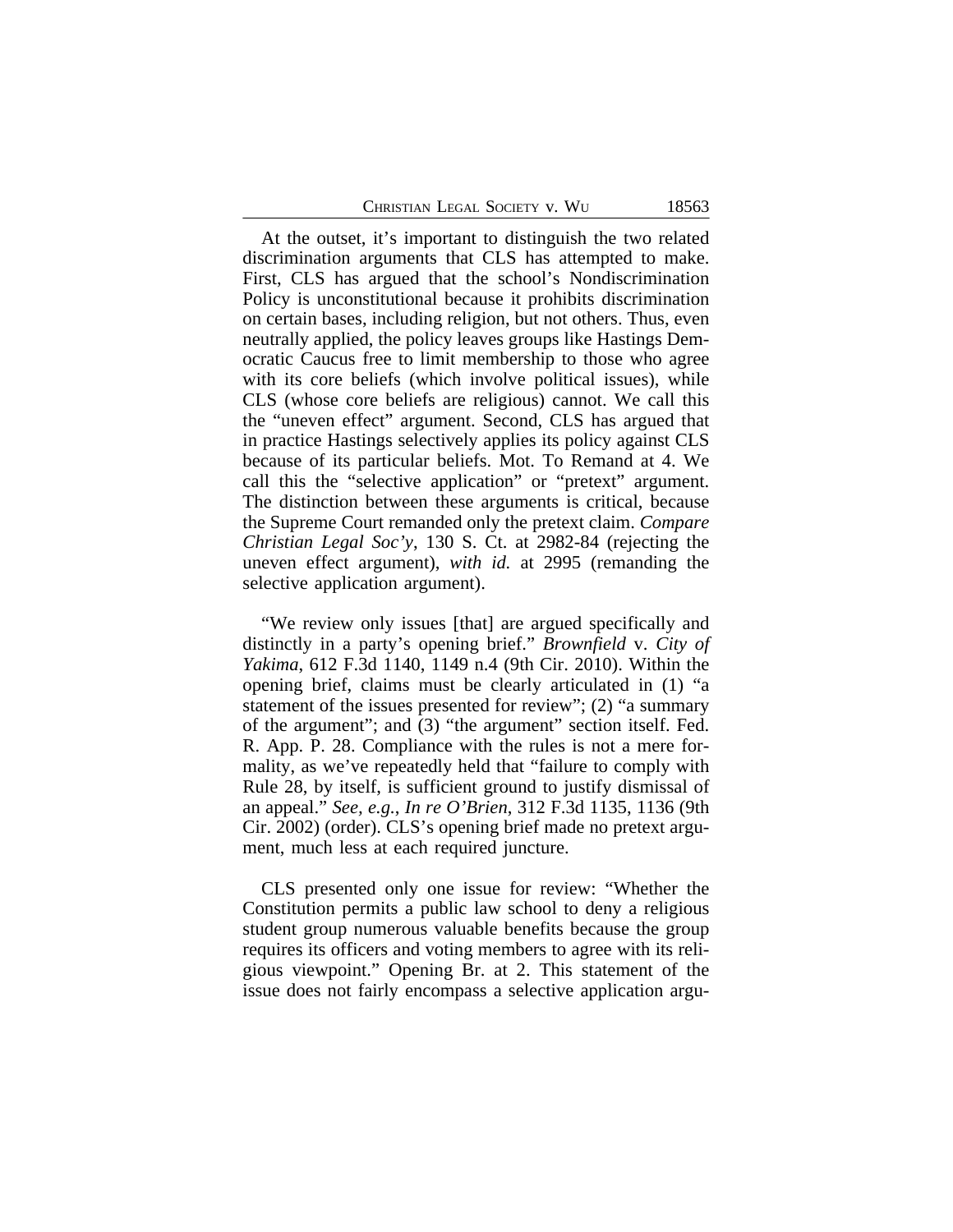At the outset, it's important to distinguish the two related discrimination arguments that CLS has attempted to make. First, CLS has argued that the school's Nondiscrimination Policy is unconstitutional because it prohibits discrimination on certain bases, including religion, but not others. Thus, even neutrally applied, the policy leaves groups like Hastings Democratic Caucus free to limit membership to those who agree with its core beliefs (which involve political issues), while CLS (whose core beliefs are religious) cannot. We call this the "uneven effect" argument. Second, CLS has argued that in practice Hastings selectively applies its policy against CLS because of its particular beliefs. Mot. To Remand at 4. We call this the "selective application" or "pretext" argument. The distinction between these arguments is critical, because the Supreme Court remanded only the pretext claim. *Compare Christian Legal Soc'y*, 130 S. Ct. at 2982-84 (rejecting the uneven effect argument), *with id.* at 2995 (remanding the selective application argument).

"We review only issues [that] are argued specifically and distinctly in a party's opening brief." *Brownfield* v. *City of Yakima*, 612 F.3d 1140, 1149 n.4 (9th Cir. 2010). Within the opening brief, claims must be clearly articulated in (1) "a statement of the issues presented for review"; (2) "a summary of the argument"; and (3) "the argument" section itself. Fed. R. App. P. 28. Compliance with the rules is not a mere formality, as we've repeatedly held that "failure to comply with Rule 28, by itself, is sufficient ground to justify dismissal of an appeal." *See, e.g.*, *In re O'Brien*, 312 F.3d 1135, 1136 (9th Cir. 2002) (order). CLS's opening brief made no pretext argument, much less at each required juncture.

CLS presented only one issue for review: "Whether the Constitution permits a public law school to deny a religious student group numerous valuable benefits because the group requires its officers and voting members to agree with its religious viewpoint." Opening Br. at 2. This statement of the issue does not fairly encompass a selective application argu-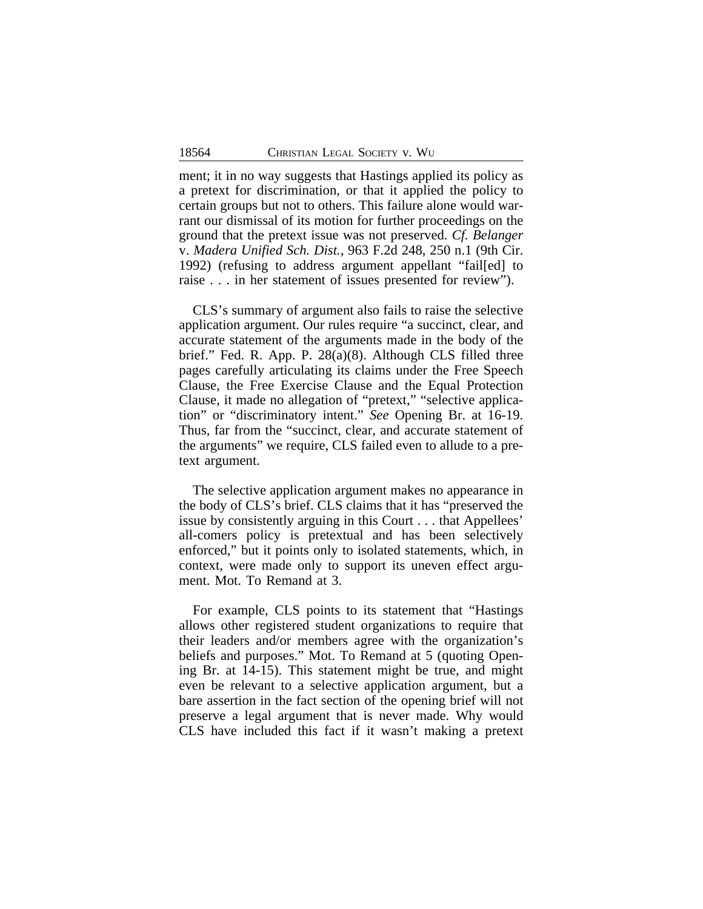ment; it in no way suggests that Hastings applied its policy as a pretext for discrimination, or that it applied the policy to certain groups but not to others. This failure alone would warrant our dismissal of its motion for further proceedings on the ground that the pretext issue was not preserved. *Cf. Belanger* v. *Madera Unified Sch. Dist.*, 963 F.2d 248, 250 n.1 (9th Cir. 1992) (refusing to address argument appellant "fail[ed] to raise . . . in her statement of issues presented for review").

CLS's summary of argument also fails to raise the selective application argument. Our rules require "a succinct, clear, and accurate statement of the arguments made in the body of the brief." Fed. R. App. P. 28(a)(8). Although CLS filled three pages carefully articulating its claims under the Free Speech Clause, the Free Exercise Clause and the Equal Protection Clause, it made no allegation of "pretext," "selective application" or "discriminatory intent." *See* Opening Br. at 16-19. Thus, far from the "succinct, clear, and accurate statement of the arguments" we require, CLS failed even to allude to a pretext argument.

The selective application argument makes no appearance in the body of CLS's brief. CLS claims that it has "preserved the issue by consistently arguing in this Court . . . that Appellees' all-comers policy is pretextual and has been selectively enforced," but it points only to isolated statements, which, in context, were made only to support its uneven effect argument. Mot. To Remand at 3.

For example, CLS points to its statement that "Hastings allows other registered student organizations to require that their leaders and/or members agree with the organization's beliefs and purposes." Mot. To Remand at 5 (quoting Opening Br. at 14-15). This statement might be true, and might even be relevant to a selective application argument, but a bare assertion in the fact section of the opening brief will not preserve a legal argument that is never made. Why would CLS have included this fact if it wasn't making a pretext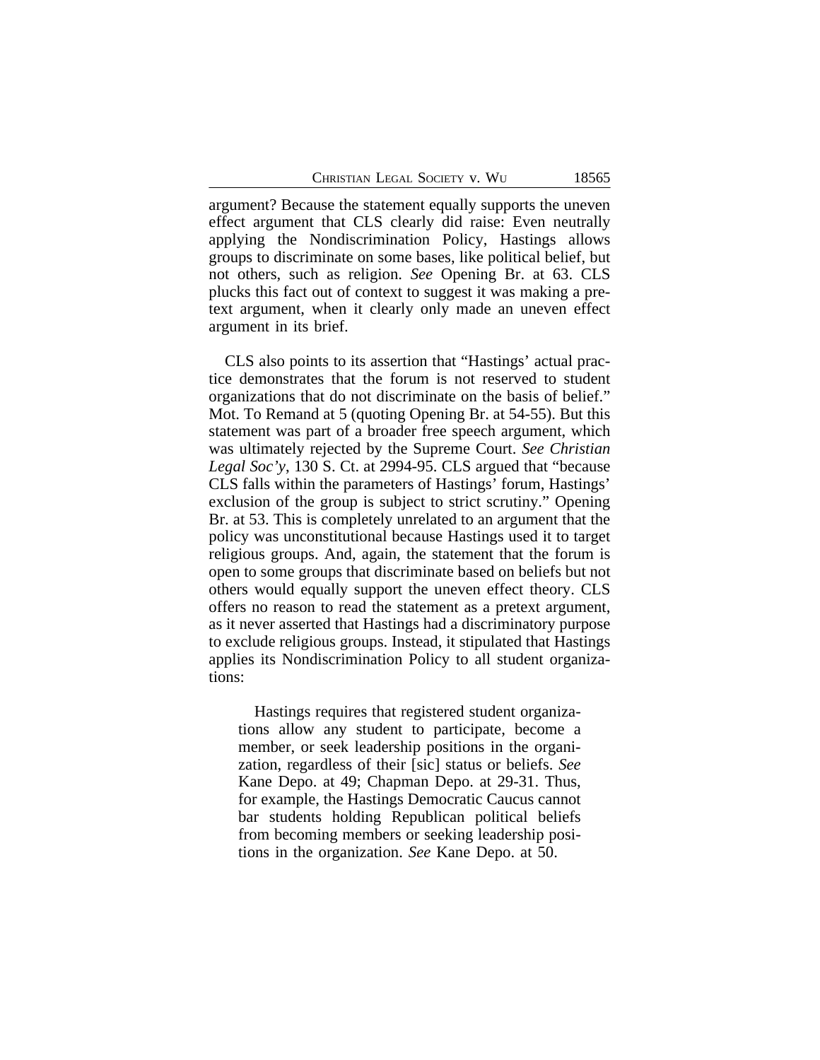argument? Because the statement equally supports the uneven effect argument that CLS clearly did raise: Even neutrally applying the Nondiscrimination Policy, Hastings allows groups to discriminate on some bases, like political belief, but not others, such as religion. *See* Opening Br. at 63. CLS plucks this fact out of context to suggest it was making a pretext argument, when it clearly only made an uneven effect argument in its brief.

CLS also points to its assertion that "Hastings' actual practice demonstrates that the forum is not reserved to student organizations that do not discriminate on the basis of belief." Mot. To Remand at 5 (quoting Opening Br. at 54-55). But this statement was part of a broader free speech argument, which was ultimately rejected by the Supreme Court. *See Christian Legal Soc'y*, 130 S. Ct. at 2994-95. CLS argued that "because CLS falls within the parameters of Hastings' forum, Hastings' exclusion of the group is subject to strict scrutiny." Opening Br. at 53. This is completely unrelated to an argument that the policy was unconstitutional because Hastings used it to target religious groups. And, again, the statement that the forum is open to some groups that discriminate based on beliefs but not others would equally support the uneven effect theory. CLS offers no reason to read the statement as a pretext argument, as it never asserted that Hastings had a discriminatory purpose to exclude religious groups. Instead, it stipulated that Hastings applies its Nondiscrimination Policy to all student organizations:

> Hastings requires that registered student organizations allow any student to participate, become a member, or seek leadership positions in the organization, regardless of their [sic] status or beliefs. *See* Kane Depo. at 49; Chapman Depo. at 29-31. Thus, for example, the Hastings Democratic Caucus cannot bar students holding Republican political beliefs from becoming members or seeking leadership positions in the organization. *See* Kane Depo. at 50.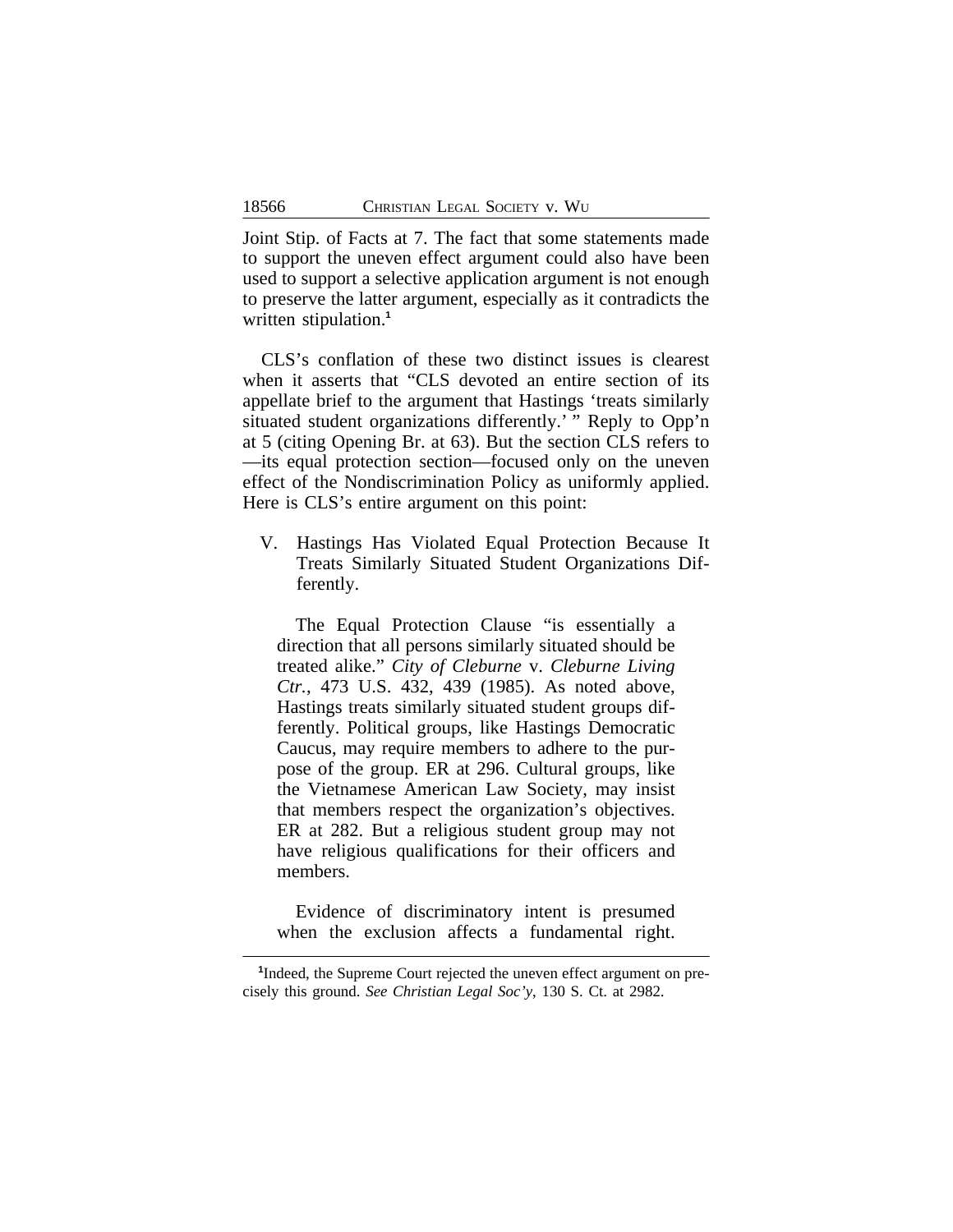Joint Stip. of Facts at 7. The fact that some statements made to support the uneven effect argument could also have been used to support a selective application argument is not enough to preserve the latter argument, especially as it contradicts the written stipulation.[1]

CLS's conflation of these two distinct issues is clearest when it asserts that "CLS devoted an entire section of its appellate brief to the argument that Hastings 'treats similarly situated student organizations differently.' " Reply to Opp'n at 5 (citing Opening Br. at 63). But the section CLS refers to —its equal protection section—focused only on the uneven effect of the Nondiscrimination Policy as uniformly applied. Here is CLS's entire argument on this point:

> V. Hastings Has Violated Equal Protection Because It Treats Similarly Situated Student Organizations Differently.
>
> The Equal Protection Clause "is essentially a direction that all persons similarly situated should be treated alike." *City of Cleburne* v. *Cleburne Living Ctr.*, 473 U.S. 432, 439 (1985). As noted above, Hastings treats similarly situated student groups differently. Political groups, like Hastings Democratic Caucus, may require members to adhere to the purpose of the group. ER at 296. Cultural groups, like the Vietnamese American Law Society, may insist that members respect the organization's objectives. ER at 282. But a religious student group may not have religious qualifications for their officers and members.
>
> Evidence of discriminatory intent is presumed when the exclusion affects a fundamental right.

[1] Indeed, the Supreme Court rejected the uneven effect argument on precisely this ground. *See Christian Legal Soc'y*, 130 S. Ct. at 2982.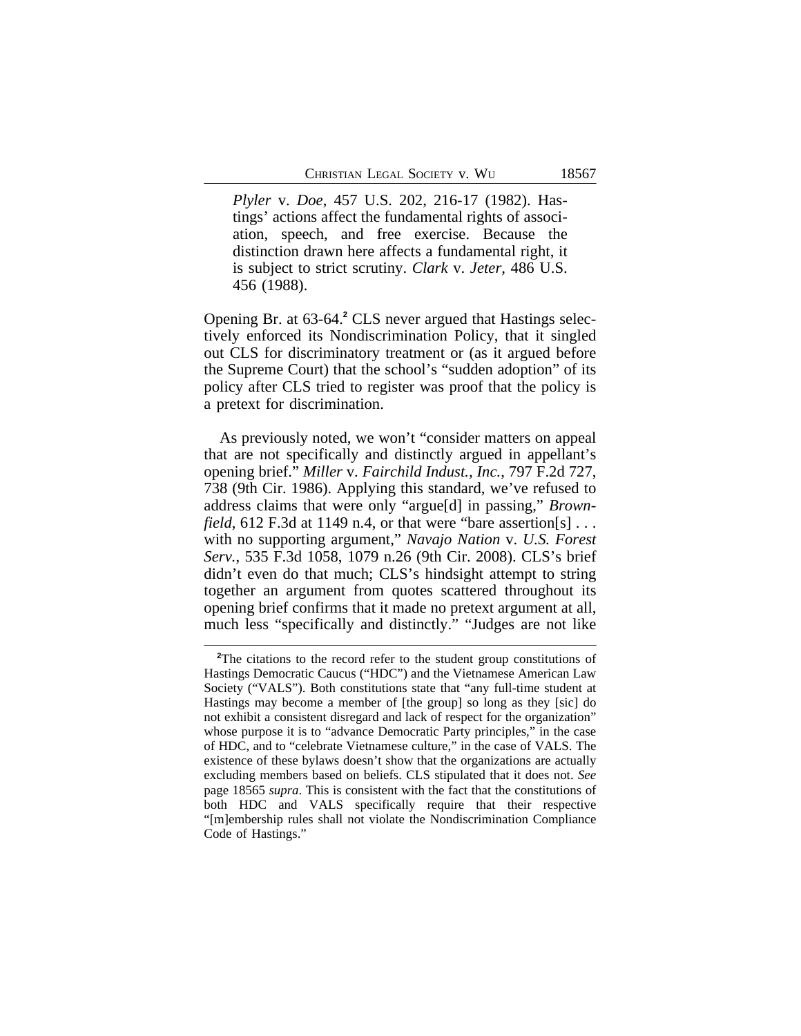> *Plyler* v. *Doe*, 457 U.S. 202, 216-17 (1982). Hastings' actions affect the fundamental rights of association, speech, and free exercise. Because the distinction drawn here affects a fundamental right, it is subject to strict scrutiny. *Clark* v. *Jeter*, 486 U.S. 456 (1988).

Opening Br. at 63-64.[2] CLS never argued that Hastings selectively enforced its Nondiscrimination Policy, that it singled out CLS for discriminatory treatment or (as it argued before the Supreme Court) that the school's "sudden adoption" of its policy after CLS tried to register was proof that the policy is a pretext for discrimination.

As previously noted, we won't "consider matters on appeal that are not specifically and distinctly argued in appellant's opening brief." *Miller* v. *Fairchild Indust., Inc.*, 797 F.2d 727, 738 (9th Cir. 1986). Applying this standard, we've refused to address claims that were only "argue[d] in passing," *Brownfield*, 612 F.3d at 1149 n.4, or that were "bare assertion[s] . . . with no supporting argument," *Navajo Nation* v. *U.S. Forest Serv.*, 535 F.3d 1058, 1079 n.26 (9th Cir. 2008). CLS's brief didn't even do that much; CLS's hindsight attempt to string together an argument from quotes scattered throughout its opening brief confirms that it made no pretext argument at all, much less "specifically and distinctly." "Judges are not like

---

[2]The citations to the record refer to the student group constitutions of Hastings Democratic Caucus ("HDC") and the Vietnamese American Law Society ("VALS"). Both constitutions state that "any full-time student at Hastings may become a member of [the group] so long as they [sic] do not exhibit a consistent disregard and lack of respect for the organization" whose purpose it is to "advance Democratic Party principles," in the case of HDC, and to "celebrate Vietnamese culture," in the case of VALS. The existence of these bylaws doesn't show that the organizations are actually excluding members based on beliefs. CLS stipulated that it does not. *See* page 18565 *supra*. This is consistent with the fact that the constitutions of both HDC and VALS specifically require that their respective "[m]embership rules shall not violate the Nondiscrimination Compliance Code of Hastings."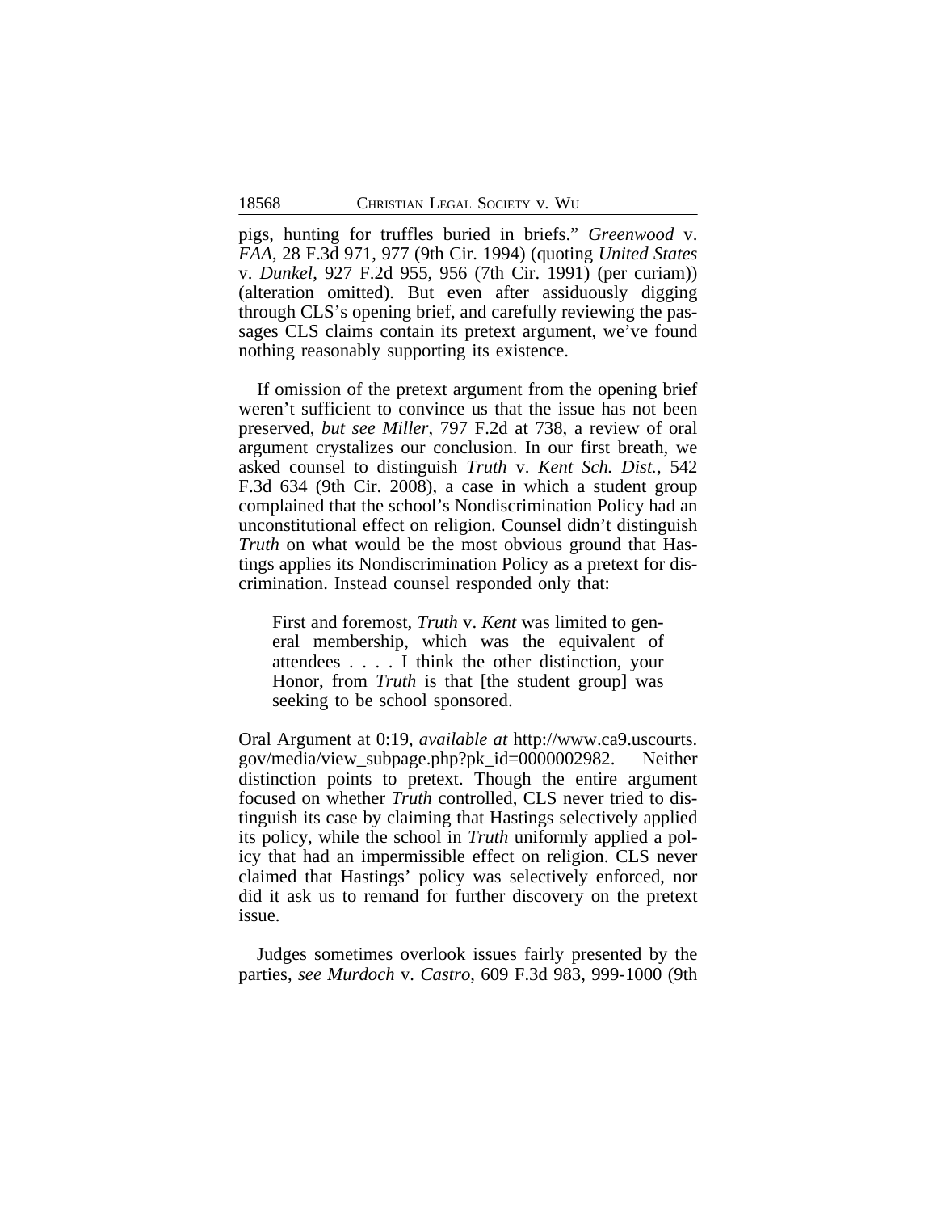pigs, hunting for truffles buried in briefs." *Greenwood* v. *FAA*, 28 F.3d 971, 977 (9th Cir. 1994) (quoting *United States* v. *Dunkel*, 927 F.2d 955, 956 (7th Cir. 1991) (per curiam)) (alteration omitted). But even after assiduously digging through CLS's opening brief, and carefully reviewing the passages CLS claims contain its pretext argument, we've found nothing reasonably supporting its existence.

If omission of the pretext argument from the opening brief weren't sufficient to convince us that the issue has not been preserved, *but see Miller*, 797 F.2d at 738, a review of oral argument crystalizes our conclusion. In our first breath, we asked counsel to distinguish *Truth* v. *Kent Sch. Dist.*, 542 F.3d 634 (9th Cir. 2008), a case in which a student group complained that the school's Nondiscrimination Policy had an unconstitutional effect on religion. Counsel didn't distinguish *Truth* on what would be the most obvious ground that Hastings applies its Nondiscrimination Policy as a pretext for discrimination. Instead counsel responded only that:

> First and foremost, *Truth* v. *Kent* was limited to general membership, which was the equivalent of attendees . . . . I think the other distinction, your Honor, from *Truth* is that [the student group] was seeking to be school sponsored.

Oral Argument at 0:19, *available at* http://www.ca9.uscourts.gov/media/view_subpage.php?pk_id=0000002982. Neither distinction points to pretext. Though the entire argument focused on whether *Truth* controlled, CLS never tried to distinguish its case by claiming that Hastings selectively applied its policy, while the school in *Truth* uniformly applied a policy that had an impermissible effect on religion. CLS never claimed that Hastings' policy was selectively enforced, nor did it ask us to remand for further discovery on the pretext issue.

Judges sometimes overlook issues fairly presented by the parties, *see Murdoch* v. *Castro*, 609 F.3d 983, 999-1000 (9th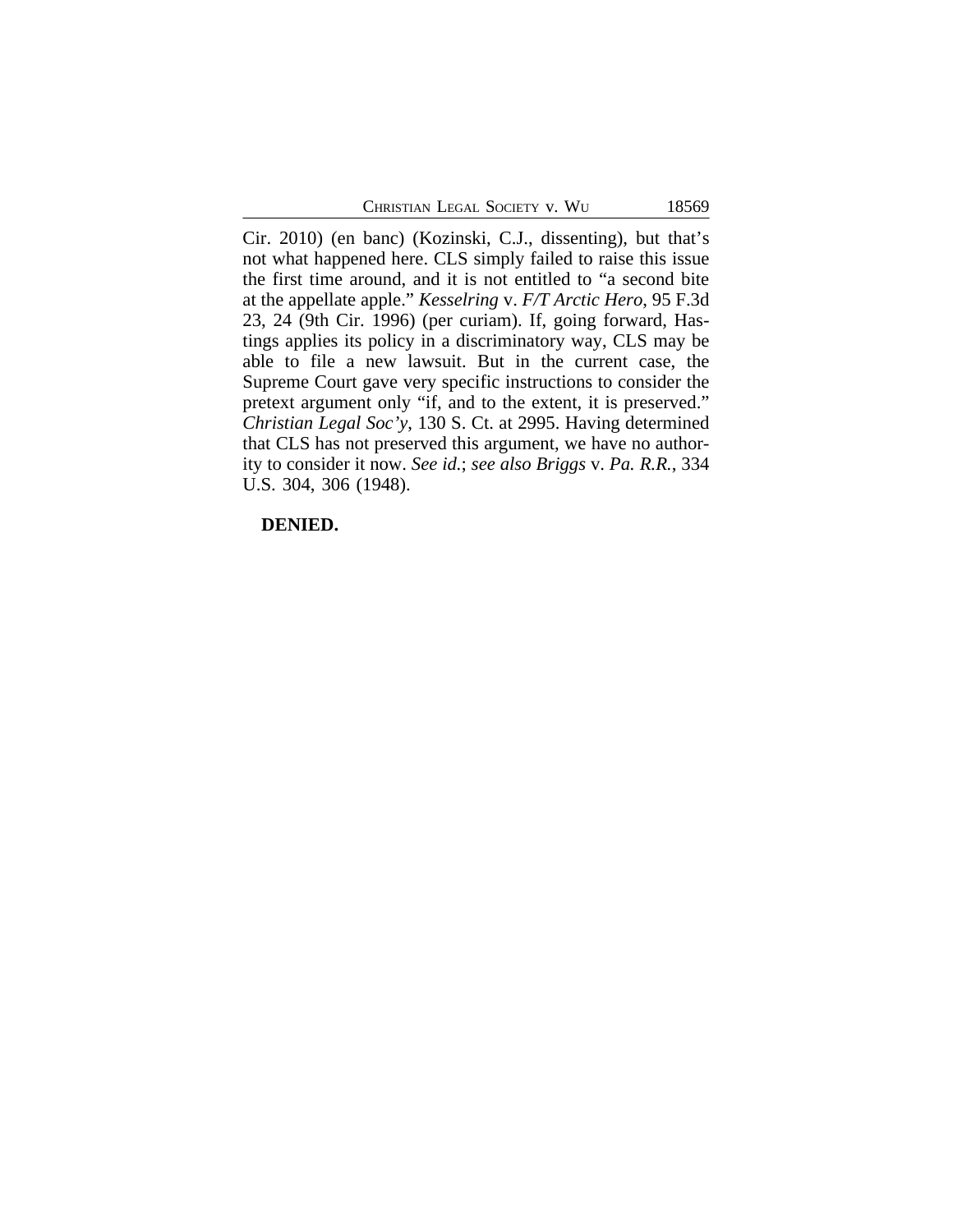Cir. 2010) (en banc) (Kozinski, C.J., dissenting), but that's not what happened here. CLS simply failed to raise this issue the first time around, and it is not entitled to "a second bite at the appellate apple." *Kesselring* v. *F/T Arctic Hero*, 95 F.3d 23, 24 (9th Cir. 1996) (per curiam). If, going forward, Hastings applies its policy in a discriminatory way, CLS may be able to file a new lawsuit. But in the current case, the Supreme Court gave very specific instructions to consider the pretext argument only "if, and to the extent, it is preserved." *Christian Legal Soc'y*, 130 S. Ct. at 2995. Having determined that CLS has not preserved this argument, we have no authority to consider it now. *See id.*; *see also Briggs* v. *Pa. R.R.*, 334 U.S. 304, 306 (1948).

**DENIED.**